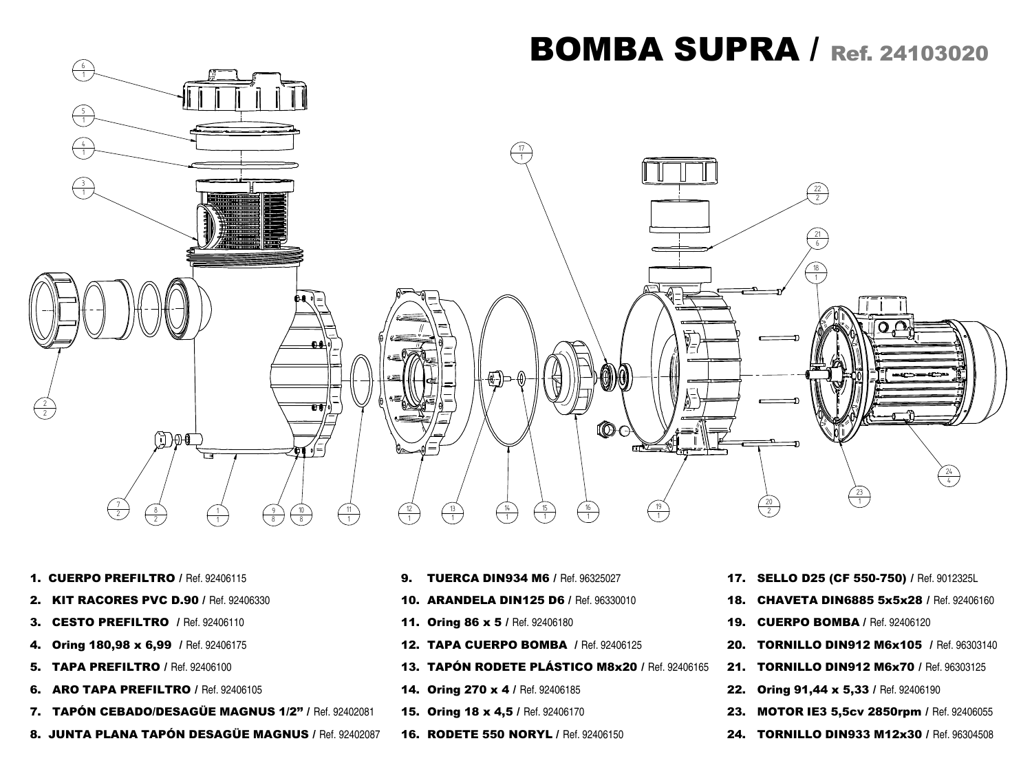# BOMBA SUPRA / Ref. 24103020

1. **CUERPO PREFILTRO /** Ref. 92406115
2. **KIT RACORES PVC D.90 /** Ref. 92406330
3. **CESTO PREFILTRO /** Ref. 92406110
4. **Oring 180,98 x 6,99 /** Ref. 92406175
5. **TAPA PREFILTRO /** Ref. 92406100
6. **ARO TAPA PREFILTRO /** Ref. 92406105
7. **TAPÓN CEBADO/DESAGÜE MAGNUS 1/2" /** Ref. 92402081
8. **JUNTA PLANA TAPÓN DESAGÜE MAGNUS /** Ref. 92402087
9. **TUERCA DIN934 M6 /** Ref. 96325027
10. **ARANDELA DIN125 D6 /** Ref. 96330010
11. **Oring 86 x 5 /** Ref. 92406180
12. **TAPA CUERPO BOMBA /** Ref. 92406125
13. **TAPÓN RODETE PLÁSTICO M8x20 /** Ref. 92406165
14. **Oring 270 x 4 /** Ref. 92406185
15. **Oring 18 x 4,5 /** Ref. 92406170
16. **RODETE 550 NORYL /** Ref. 92406150
17. **SELLO D25 (CF 550-750) /** Ref. 9012325L
18. **CHAVETA DIN6885 5x5x28 /** Ref. 92406160
19. **CUERPO BOMBA /** Ref. 92406120
20. **TORNILLO DIN912 M6x105 /** Ref. 96303140
21. **TORNILLO DIN912 M6x70 /** Ref. 96303125
22. **Oring 91,44 x 5,33 /** Ref. 92406190
23. **MOTOR IE3 5,5cv 2850rpm /** Ref. 92406055
24. **TORNILLO DIN933 M12x30 /** Ref. 96304508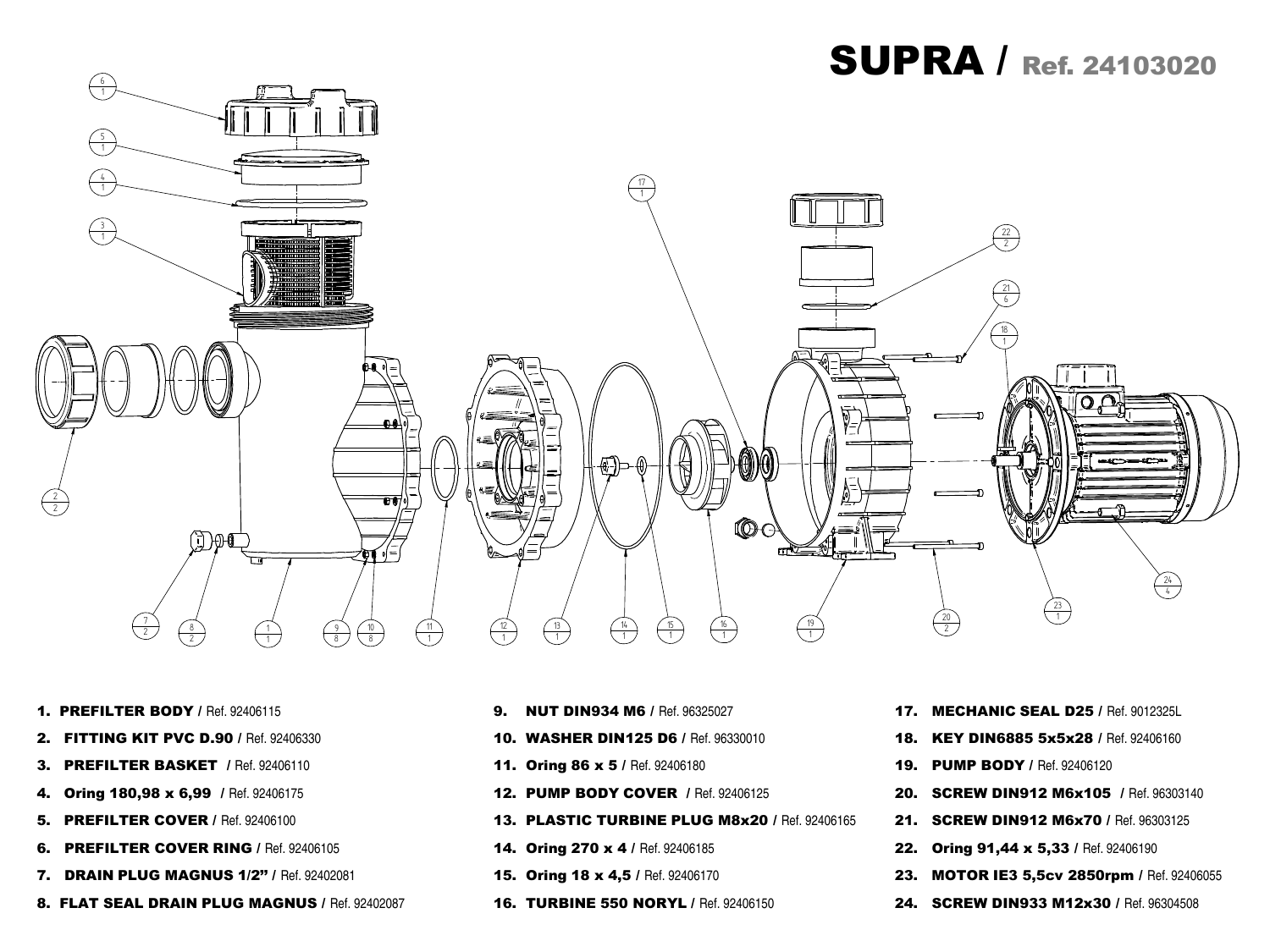# SUPRA / Ref. 24103020

1. **PREFILTER BODY /** Ref. 92406115
2. **FITTING KIT PVC D.90 /** Ref. 92406330
3. **PREFILTER BASKET /** Ref. 92406110
4. **Oring 180,98 x 6,99 /** Ref. 92406175
5. **PREFILTER COVER /** Ref. 92406100
6. **PREFILTER COVER RING /** Ref. 92406105
7. **DRAIN PLUG MAGNUS 1/2" /** Ref. 92402081
8. **FLAT SEAL DRAIN PLUG MAGNUS /** Ref. 92402087
9. **NUT DIN934 M6 /** Ref. 96325027
10. **WASHER DIN125 D6 /** Ref. 96330010
11. **Oring 86 x 5 /** Ref. 92406180
12. **PUMP BODY COVER /** Ref. 92406125
13. **PLASTIC TURBINE PLUG M8x20 /** Ref. 92406165
14. **Oring 270 x 4 /** Ref. 92406185
15. **Oring 18 x 4,5 /** Ref. 92406170
16. **TURBINE 550 NORYL /** Ref. 92406150
17. **MECHANIC SEAL D25 /** Ref. 9012325L
18. **KEY DIN6885 5x5x28 /** Ref. 92406160
19. **PUMP BODY /** Ref. 92406120
20. **SCREW DIN912 M6x105 /** Ref. 96303140
21. **SCREW DIN912 M6x70 /** Ref. 96303125
22. **Oring 91,44 x 5,33 /** Ref. 92406190
23. **MOTOR IE3 5,5cv 2850rpm /** Ref. 92406055
24. **SCREW DIN933 M12x30 /** Ref. 96304508